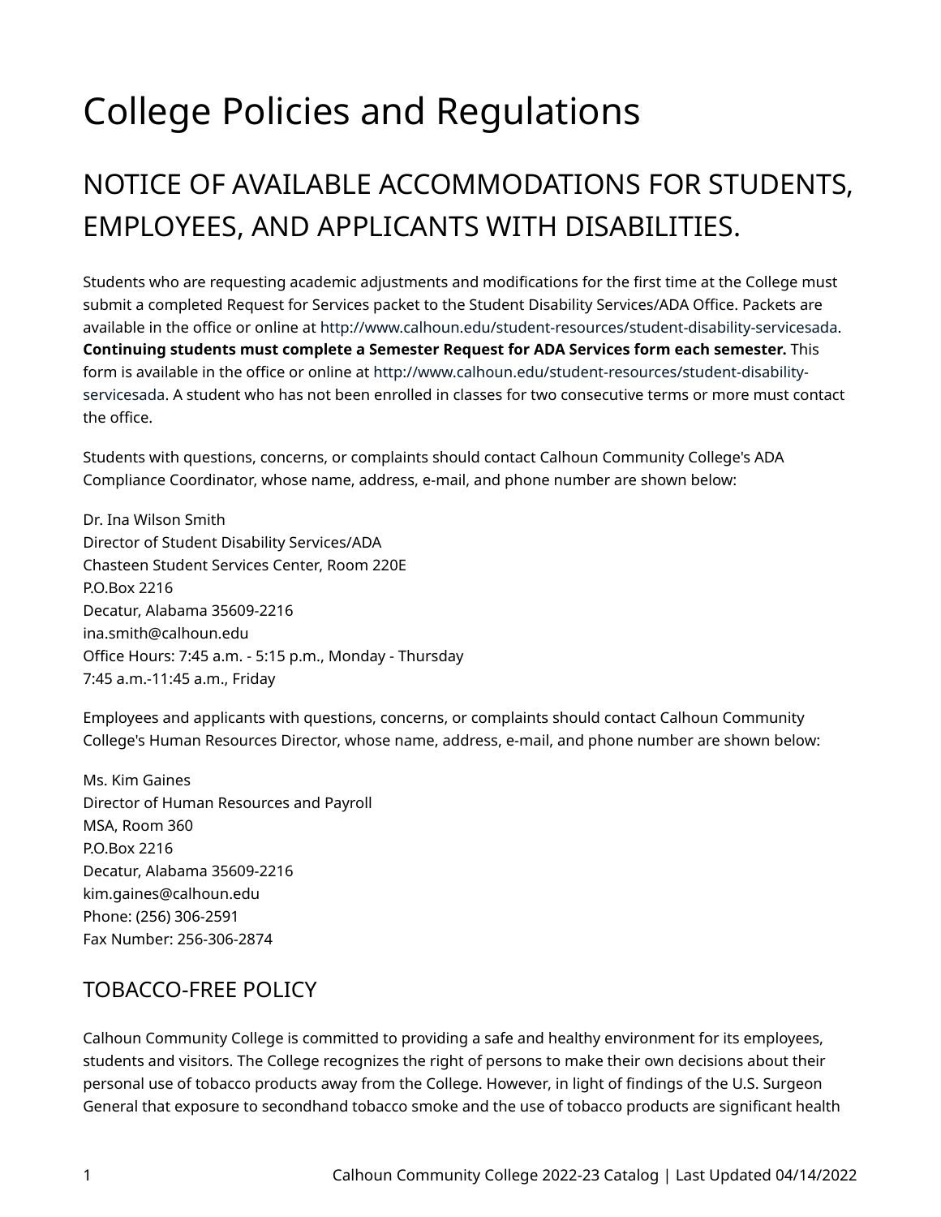# College Policies and Regulations

## NOTICE OF AVAILABLE ACCOMMODATIONS FOR STUDENTS, EMPLOYEES, AND APPLICANTS WITH DISABILITIES.

Students who are requesting academic adjustments and modifications for the first time at the College must submit a completed Request for Services packet to the Student Disability Services/ADA Office. Packets are available in the office or online at http://www.calhoun.edu/student-resources/student-disability-servicesada. **Continuing students must complete a Semester Request for ADA Services form each semester.** This form is available in the office or online at http://www.calhoun.edu/student-resources/student-disability-servicesada. A student who has not been enrolled in classes for two consecutive terms or more must contact the office.

Students with questions, concerns, or complaints should contact Calhoun Community College's ADA Compliance Coordinator, whose name, address, e-mail, and phone number are shown below:

Dr. Ina Wilson Smith
Director of Student Disability Services/ADA
Chasteen Student Services Center, Room 220E
P.O.Box 2216
Decatur, Alabama 35609-2216
ina.smith@calhoun.edu
Office Hours: 7:45 a.m. - 5:15 p.m., Monday - Thursday
7:45 a.m.-11:45 a.m., Friday

Employees and applicants with questions, concerns, or complaints should contact Calhoun Community College's Human Resources Director, whose name, address, e-mail, and phone number are shown below:

Ms. Kim Gaines
Director of Human Resources and Payroll
MSA, Room 360
P.O.Box 2216
Decatur, Alabama 35609-2216
kim.gaines@calhoun.edu
Phone: (256) 306-2591
Fax Number: 256-306-2874

### TOBACCO-FREE POLICY

Calhoun Community College is committed to providing a safe and healthy environment for its employees, students and visitors. The College recognizes the right of persons to make their own decisions about their personal use of tobacco products away from the College. However, in light of findings of the U.S. Surgeon General that exposure to secondhand tobacco smoke and the use of tobacco products are significant health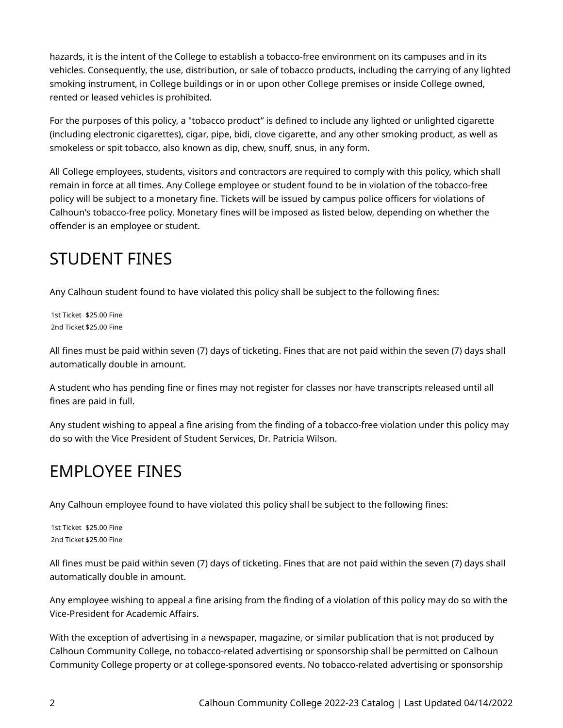hazards, it is the intent of the College to establish a tobacco-free environment on its campuses and in its vehicles. Consequently, the use, distribution, or sale of tobacco products, including the carrying of any lighted smoking instrument, in College buildings or in or upon other College premises or inside College owned, rented or leased vehicles is prohibited.

For the purposes of this policy, a "tobacco product" is defined to include any lighted or unlighted cigarette (including electronic cigarettes), cigar, pipe, bidi, clove cigarette, and any other smoking product, as well as smokeless or spit tobacco, also known as dip, chew, snuff, snus, in any form.

All College employees, students, visitors and contractors are required to comply with this policy, which shall remain in force at all times. Any College employee or student found to be in violation of the tobacco-free policy will be subject to a monetary fine. Tickets will be issued by campus police officers for violations of Calhoun's tobacco-free policy. Monetary fines will be imposed as listed below, depending on whether the offender is an employee or student.

# STUDENT FINES

Any Calhoun student found to have violated this policy shall be subject to the following fines:

| | |
|---|---|
| 1st Ticket | $25.00 Fine |
| 2nd Ticket | $25.00 Fine |

All fines must be paid within seven (7) days of ticketing. Fines that are not paid within the seven (7) days shall automatically double in amount.

A student who has pending fine or fines may not register for classes nor have transcripts released until all fines are paid in full.

Any student wishing to appeal a fine arising from the finding of a tobacco-free violation under this policy may do so with the Vice President of Student Services, Dr. Patricia Wilson.

# EMPLOYEE FINES

Any Calhoun employee found to have violated this policy shall be subject to the following fines:

| | |
|---|---|
| 1st Ticket | $25.00 Fine |
| 2nd Ticket | $25.00 Fine |

All fines must be paid within seven (7) days of ticketing. Fines that are not paid within the seven (7) days shall automatically double in amount.

Any employee wishing to appeal a fine arising from the finding of a violation of this policy may do so with the Vice-President for Academic Affairs.

With the exception of advertising in a newspaper, magazine, or similar publication that is not produced by Calhoun Community College, no tobacco-related advertising or sponsorship shall be permitted on Calhoun Community College property or at college-sponsored events. No tobacco-related advertising or sponsorship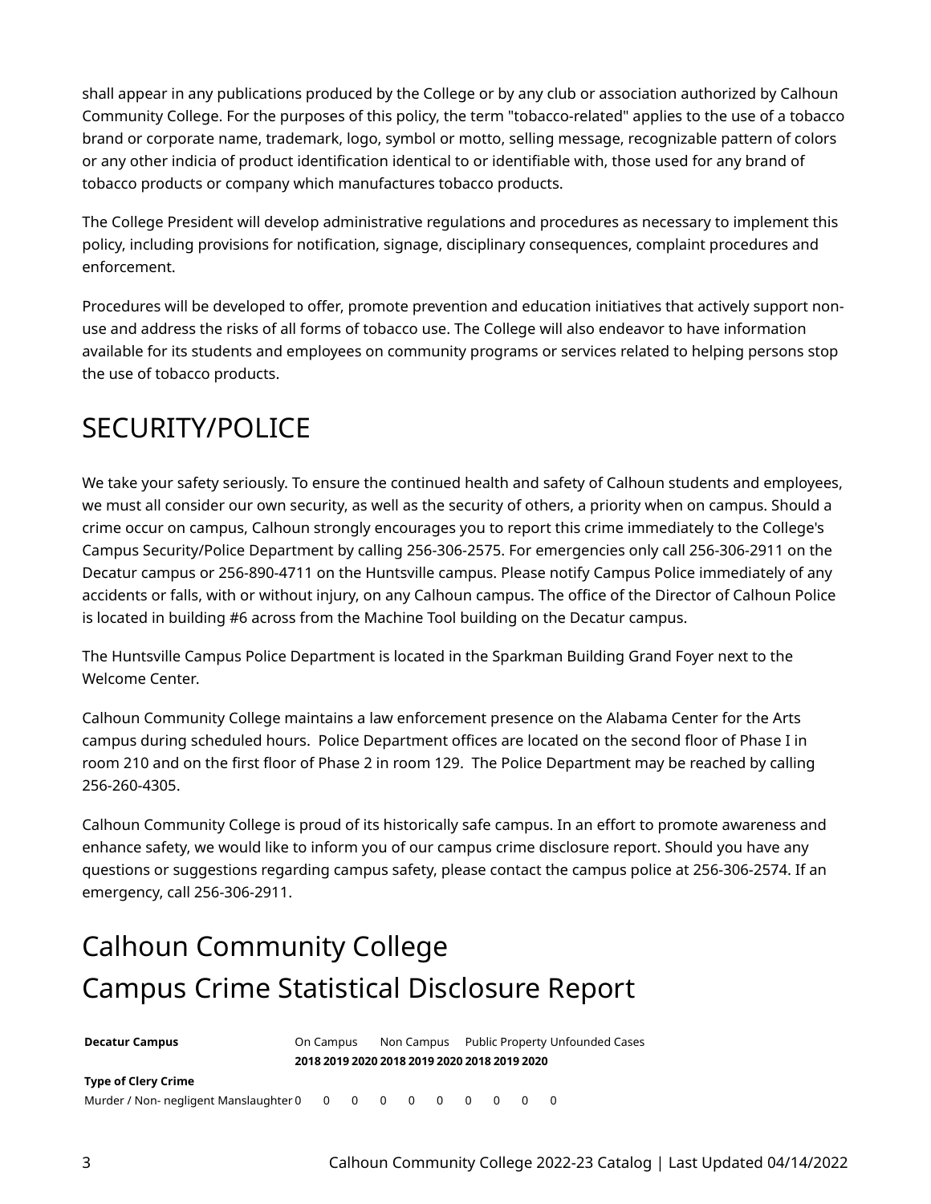shall appear in any publications produced by the College or by any club or association authorized by Calhoun Community College. For the purposes of this policy, the term "tobacco-related" applies to the use of a tobacco brand or corporate name, trademark, logo, symbol or motto, selling message, recognizable pattern of colors or any other indicia of product identification identical to or identifiable with, those used for any brand of tobacco products or company which manufactures tobacco products.

The College President will develop administrative regulations and procedures as necessary to implement this policy, including provisions for notification, signage, disciplinary consequences, complaint procedures and enforcement.

Procedures will be developed to offer, promote prevention and education initiatives that actively support non-use and address the risks of all forms of tobacco use. The College will also endeavor to have information available for its students and employees on community programs or services related to helping persons stop the use of tobacco products.

# SECURITY/POLICE

We take your safety seriously. To ensure the continued health and safety of Calhoun students and employees, we must all consider our own security, as well as the security of others, a priority when on campus. Should a crime occur on campus, Calhoun strongly encourages you to report this crime immediately to the College's Campus Security/Police Department by calling 256-306-2575. For emergencies only call 256-306-2911 on the Decatur campus or 256-890-4711 on the Huntsville campus. Please notify Campus Police immediately of any accidents or falls, with or without injury, on any Calhoun campus. The office of the Director of Calhoun Police is located in building #6 across from the Machine Tool building on the Decatur campus.

The Huntsville Campus Police Department is located in the Sparkman Building Grand Foyer next to the Welcome Center.

Calhoun Community College maintains a law enforcement presence on the Alabama Center for the Arts campus during scheduled hours. Police Department offices are located on the second floor of Phase I in room 210 and on the first floor of Phase 2 in room 129. The Police Department may be reached by calling 256-260-4305.

Calhoun Community College is proud of its historically safe campus. In an effort to promote awareness and enhance safety, we would like to inform you of our campus crime disclosure report. Should you have any questions or suggestions regarding campus safety, please contact the campus police at 256-306-2574. If an emergency, call 256-306-2911.

# Calhoun Community College
# Campus Crime Statistical Disclosure Report

| **Decatur Campus** | On Campus | | | Non Campus | | | Public Property | | | Unfounded Cases |
|---|---|---|---|---|---|---|---|---|---|---|
| | **2018** | **2019** | **2020** | **2018** | **2019** | **2020** | **2018** | **2019** | **2020** | |
| **Type of Clery Crime** | | | | | | | | | | |
| Murder / Non- negligent Manslaughter | 0 | 0 | 0 | 0 | 0 | 0 | 0 | 0 | 0 | 0 |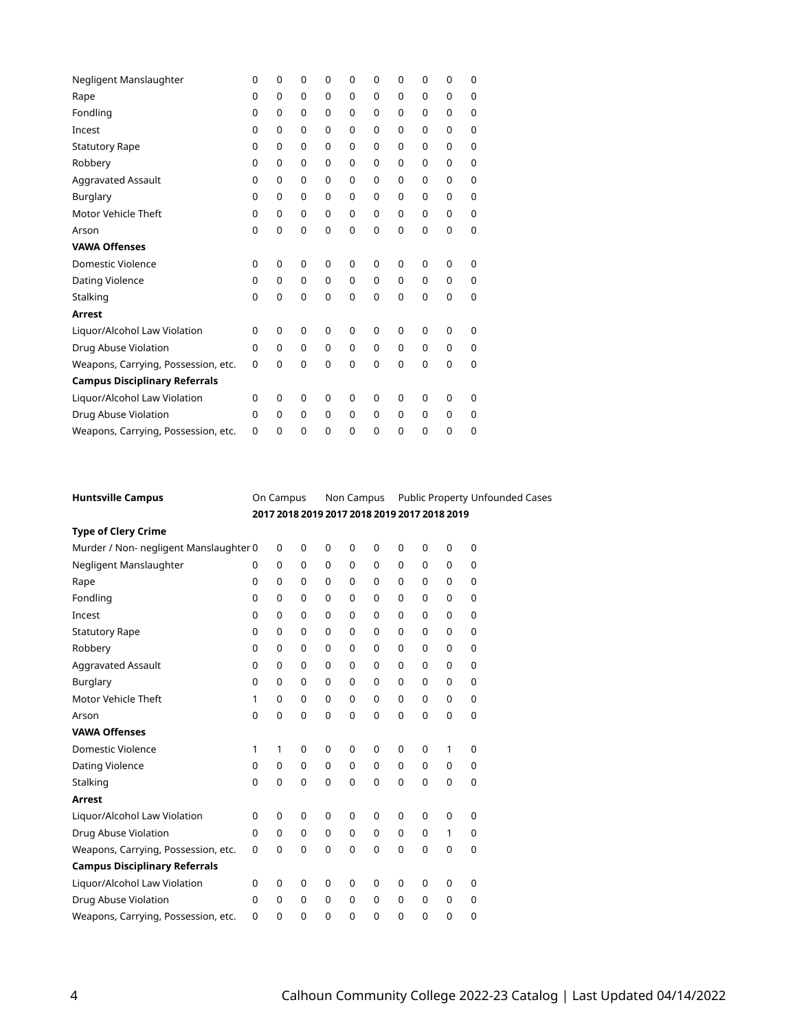| | | | | | | | | | | |
|---|---|---|---|---|---|---|---|---|---|---|
| Negligent Manslaughter | 0 | 0 | 0 | 0 | 0 | 0 | 0 | 0 | 0 | 0 |
| Rape | 0 | 0 | 0 | 0 | 0 | 0 | 0 | 0 | 0 | 0 |
| Fondling | 0 | 0 | 0 | 0 | 0 | 0 | 0 | 0 | 0 | 0 |
| Incest | 0 | 0 | 0 | 0 | 0 | 0 | 0 | 0 | 0 | 0 |
| Statutory Rape | 0 | 0 | 0 | 0 | 0 | 0 | 0 | 0 | 0 | 0 |
| Robbery | 0 | 0 | 0 | 0 | 0 | 0 | 0 | 0 | 0 | 0 |
| Aggravated Assault | 0 | 0 | 0 | 0 | 0 | 0 | 0 | 0 | 0 | 0 |
| Burglary | 0 | 0 | 0 | 0 | 0 | 0 | 0 | 0 | 0 | 0 |
| Motor Vehicle Theft | 0 | 0 | 0 | 0 | 0 | 0 | 0 | 0 | 0 | 0 |
| Arson | 0 | 0 | 0 | 0 | 0 | 0 | 0 | 0 | 0 | 0 |
| **VAWA Offenses** | | | | | | | | | | |
| Domestic Violence | 0 | 0 | 0 | 0 | 0 | 0 | 0 | 0 | 0 | 0 |
| Dating Violence | 0 | 0 | 0 | 0 | 0 | 0 | 0 | 0 | 0 | 0 |
| Stalking | 0 | 0 | 0 | 0 | 0 | 0 | 0 | 0 | 0 | 0 |
| **Arrest** | | | | | | | | | | |
| Liquor/Alcohol Law Violation | 0 | 0 | 0 | 0 | 0 | 0 | 0 | 0 | 0 | 0 |
| Drug Abuse Violation | 0 | 0 | 0 | 0 | 0 | 0 | 0 | 0 | 0 | 0 |
| Weapons, Carrying, Possession, etc. | 0 | 0 | 0 | 0 | 0 | 0 | 0 | 0 | 0 | 0 |
| **Campus Disciplinary Referrals** | | | | | | | | | | |
| Liquor/Alcohol Law Violation | 0 | 0 | 0 | 0 | 0 | 0 | 0 | 0 | 0 | 0 |
| Drug Abuse Violation | 0 | 0 | 0 | 0 | 0 | 0 | 0 | 0 | 0 | 0 |
| Weapons, Carrying, Possession, etc. | 0 | 0 | 0 | 0 | 0 | 0 | 0 | 0 | 0 | 0 |

| **Huntsville Campus** | On Campus | | | Non Campus | | | Public Property | | | Unfounded Cases |
|---|---|---|---|---|---|---|---|---|---|---|
| | **2017** | **2018** | **2019** | **2017** | **2018** | **2019** | **2017** | **2018** | **2019** | |
| **Type of Clery Crime** | | | | | | | | | | |
| Murder / Non- negligent Manslaughter | 0 | 0 | 0 | 0 | 0 | 0 | 0 | 0 | 0 | 0 |
| Negligent Manslaughter | 0 | 0 | 0 | 0 | 0 | 0 | 0 | 0 | 0 | 0 |
| Rape | 0 | 0 | 0 | 0 | 0 | 0 | 0 | 0 | 0 | 0 |
| Fondling | 0 | 0 | 0 | 0 | 0 | 0 | 0 | 0 | 0 | 0 |
| Incest | 0 | 0 | 0 | 0 | 0 | 0 | 0 | 0 | 0 | 0 |
| Statutory Rape | 0 | 0 | 0 | 0 | 0 | 0 | 0 | 0 | 0 | 0 |
| Robbery | 0 | 0 | 0 | 0 | 0 | 0 | 0 | 0 | 0 | 0 |
| Aggravated Assault | 0 | 0 | 0 | 0 | 0 | 0 | 0 | 0 | 0 | 0 |
| Burglary | 0 | 0 | 0 | 0 | 0 | 0 | 0 | 0 | 0 | 0 |
| Motor Vehicle Theft | 1 | 0 | 0 | 0 | 0 | 0 | 0 | 0 | 0 | 0 |
| Arson | 0 | 0 | 0 | 0 | 0 | 0 | 0 | 0 | 0 | 0 |
| **VAWA Offenses** | | | | | | | | | | |
| Domestic Violence | 1 | 1 | 0 | 0 | 0 | 0 | 0 | 0 | 1 | 0 |
| Dating Violence | 0 | 0 | 0 | 0 | 0 | 0 | 0 | 0 | 0 | 0 |
| Stalking | 0 | 0 | 0 | 0 | 0 | 0 | 0 | 0 | 0 | 0 |
| **Arrest** | | | | | | | | | | |
| Liquor/Alcohol Law Violation | 0 | 0 | 0 | 0 | 0 | 0 | 0 | 0 | 0 | 0 |
| Drug Abuse Violation | 0 | 0 | 0 | 0 | 0 | 0 | 0 | 0 | 1 | 0 |
| Weapons, Carrying, Possession, etc. | 0 | 0 | 0 | 0 | 0 | 0 | 0 | 0 | 0 | 0 |
| **Campus Disciplinary Referrals** | | | | | | | | | | |
| Liquor/Alcohol Law Violation | 0 | 0 | 0 | 0 | 0 | 0 | 0 | 0 | 0 | 0 |
| Drug Abuse Violation | 0 | 0 | 0 | 0 | 0 | 0 | 0 | 0 | 0 | 0 |
| Weapons, Carrying, Possession, etc. | 0 | 0 | 0 | 0 | 0 | 0 | 0 | 0 | 0 | 0 |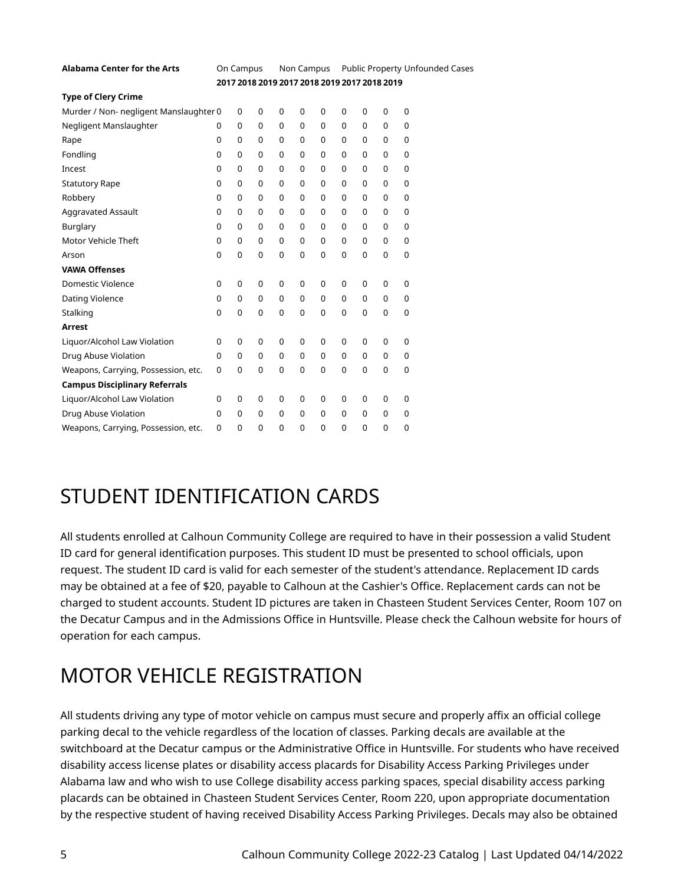| Alabama Center for the Arts | On Campus | | | Non Campus | | | Public Property | | | Unfounded Cases |
|---|---|---|---|---|---|---|---|---|---|---|
| | 2017 | 2018 | 2019 | 2017 | 2018 | 2019 | 2017 | 2018 | 2019 | |
| **Type of Clery Crime** | | | | | | | | | | |
| Murder / Non- negligent Manslaughter | 0 | 0 | 0 | 0 | 0 | 0 | 0 | 0 | 0 | 0 |
| Negligent Manslaughter | 0 | 0 | 0 | 0 | 0 | 0 | 0 | 0 | 0 | 0 |
| Rape | 0 | 0 | 0 | 0 | 0 | 0 | 0 | 0 | 0 | 0 |
| Fondling | 0 | 0 | 0 | 0 | 0 | 0 | 0 | 0 | 0 | 0 |
| Incest | 0 | 0 | 0 | 0 | 0 | 0 | 0 | 0 | 0 | 0 |
| Statutory Rape | 0 | 0 | 0 | 0 | 0 | 0 | 0 | 0 | 0 | 0 |
| Robbery | 0 | 0 | 0 | 0 | 0 | 0 | 0 | 0 | 0 | 0 |
| Aggravated Assault | 0 | 0 | 0 | 0 | 0 | 0 | 0 | 0 | 0 | 0 |
| Burglary | 0 | 0 | 0 | 0 | 0 | 0 | 0 | 0 | 0 | 0 |
| Motor Vehicle Theft | 0 | 0 | 0 | 0 | 0 | 0 | 0 | 0 | 0 | 0 |
| Arson | 0 | 0 | 0 | 0 | 0 | 0 | 0 | 0 | 0 | 0 |
| **VAWA Offenses** | | | | | | | | | | |
| Domestic Violence | 0 | 0 | 0 | 0 | 0 | 0 | 0 | 0 | 0 | 0 |
| Dating Violence | 0 | 0 | 0 | 0 | 0 | 0 | 0 | 0 | 0 | 0 |
| Stalking | 0 | 0 | 0 | 0 | 0 | 0 | 0 | 0 | 0 | 0 |
| **Arrest** | | | | | | | | | | |
| Liquor/Alcohol Law Violation | 0 | 0 | 0 | 0 | 0 | 0 | 0 | 0 | 0 | 0 |
| Drug Abuse Violation | 0 | 0 | 0 | 0 | 0 | 0 | 0 | 0 | 0 | 0 |
| Weapons, Carrying, Possession, etc. | 0 | 0 | 0 | 0 | 0 | 0 | 0 | 0 | 0 | 0 |
| **Campus Disciplinary Referrals** | | | | | | | | | | |
| Liquor/Alcohol Law Violation | 0 | 0 | 0 | 0 | 0 | 0 | 0 | 0 | 0 | 0 |
| Drug Abuse Violation | 0 | 0 | 0 | 0 | 0 | 0 | 0 | 0 | 0 | 0 |
| Weapons, Carrying, Possession, etc. | 0 | 0 | 0 | 0 | 0 | 0 | 0 | 0 | 0 | 0 |

# STUDENT IDENTIFICATION CARDS

All students enrolled at Calhoun Community College are required to have in their possession a valid Student ID card for general identification purposes. This student ID must be presented to school officials, upon request. The student ID card is valid for each semester of the student's attendance. Replacement ID cards may be obtained at a fee of $20, payable to Calhoun at the Cashier's Office. Replacement cards can not be charged to student accounts. Student ID pictures are taken in Chasteen Student Services Center, Room 107 on the Decatur Campus and in the Admissions Office in Huntsville. Please check the Calhoun website for hours of operation for each campus.

# MOTOR VEHICLE REGISTRATION

All students driving any type of motor vehicle on campus must secure and properly affix an official college parking decal to the vehicle regardless of the location of classes. Parking decals are available at the switchboard at the Decatur campus or the Administrative Office in Huntsville. For students who have received disability access license plates or disability access placards for Disability Access Parking Privileges under Alabama law and who wish to use College disability access parking spaces, special disability access parking placards can be obtained in Chasteen Student Services Center, Room 220, upon appropriate documentation by the respective student of having received Disability Access Parking Privileges. Decals may also be obtained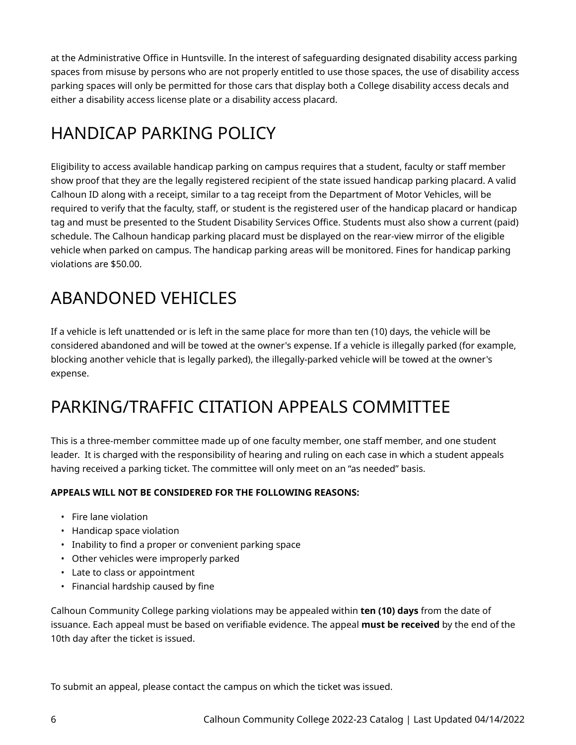at the Administrative Office in Huntsville. In the interest of safeguarding designated disability access parking spaces from misuse by persons who are not properly entitled to use those spaces, the use of disability access parking spaces will only be permitted for those cars that display both a College disability access decals and either a disability access license plate or a disability access placard.

## HANDICAP PARKING POLICY

Eligibility to access available handicap parking on campus requires that a student, faculty or staff member show proof that they are the legally registered recipient of the state issued handicap parking placard. A valid Calhoun ID along with a receipt, similar to a tag receipt from the Department of Motor Vehicles, will be required to verify that the faculty, staff, or student is the registered user of the handicap placard or handicap tag and must be presented to the Student Disability Services Office. Students must also show a current (paid) schedule. The Calhoun handicap parking placard must be displayed on the rear-view mirror of the eligible vehicle when parked on campus. The handicap parking areas will be monitored. Fines for handicap parking violations are $50.00.

## ABANDONED VEHICLES

If a vehicle is left unattended or is left in the same place for more than ten (10) days, the vehicle will be considered abandoned and will be towed at the owner's expense. If a vehicle is illegally parked (for example, blocking another vehicle that is legally parked), the illegally-parked vehicle will be towed at the owner's expense.

## PARKING/TRAFFIC CITATION APPEALS COMMITTEE

This is a three-member committee made up of one faculty member, one staff member, and one student leader. It is charged with the responsibility of hearing and ruling on each case in which a student appeals having received a parking ticket. The committee will only meet on an "as needed" basis.

**APPEALS WILL NOT BE CONSIDERED FOR THE FOLLOWING REASONS:**

- Fire lane violation
- Handicap space violation
- Inability to find a proper or convenient parking space
- Other vehicles were improperly parked
- Late to class or appointment
- Financial hardship caused by fine

Calhoun Community College parking violations may be appealed within **ten (10) days** from the date of issuance. Each appeal must be based on verifiable evidence. The appeal **must be received** by the end of the 10th day after the ticket is issued.

To submit an appeal, please contact the campus on which the ticket was issued.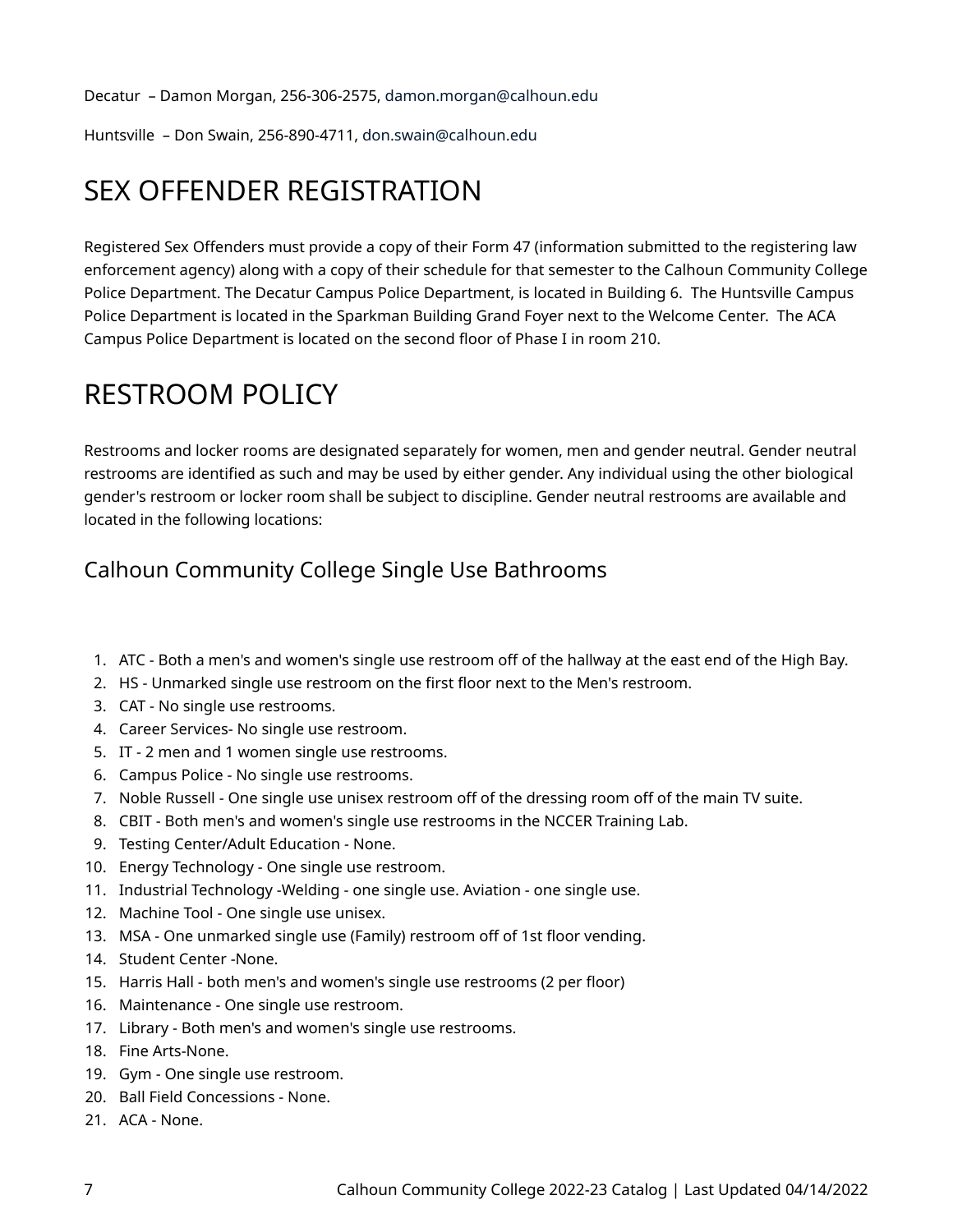Decatur – Damon Morgan, 256-306-2575, damon.morgan@calhoun.edu

Huntsville – Don Swain, 256-890-4711, don.swain@calhoun.edu

# SEX OFFENDER REGISTRATION

Registered Sex Offenders must provide a copy of their Form 47 (information submitted to the registering law enforcement agency) along with a copy of their schedule for that semester to the Calhoun Community College Police Department. The Decatur Campus Police Department, is located in Building 6. The Huntsville Campus Police Department is located in the Sparkman Building Grand Foyer next to the Welcome Center. The ACA Campus Police Department is located on the second floor of Phase I in room 210.

# RESTROOM POLICY

Restrooms and locker rooms are designated separately for women, men and gender neutral. Gender neutral restrooms are identified as such and may be used by either gender. Any individual using the other biological gender's restroom or locker room shall be subject to discipline. Gender neutral restrooms are available and located in the following locations:

## Calhoun Community College Single Use Bathrooms

1. ATC - Both a men's and women's single use restroom off of the hallway at the east end of the High Bay.
2. HS - Unmarked single use restroom on the first floor next to the Men's restroom.
3. CAT - No single use restrooms.
4. Career Services- No single use restroom.
5. IT - 2 men and 1 women single use restrooms.
6. Campus Police - No single use restrooms.
7. Noble Russell - One single use unisex restroom off of the dressing room off of the main TV suite.
8. CBIT - Both men's and women's single use restrooms in the NCCER Training Lab.
9. Testing Center/Adult Education - None.
10. Energy Technology - One single use restroom.
11. Industrial Technology -Welding - one single use. Aviation - one single use.
12. Machine Tool - One single use unisex.
13. MSA - One unmarked single use (Family) restroom off of 1st floor vending.
14. Student Center -None.
15. Harris Hall - both men's and women's single use restrooms (2 per floor)
16. Maintenance - One single use restroom.
17. Library - Both men's and women's single use restrooms.
18. Fine Arts-None.
19. Gym - One single use restroom.
20. Ball Field Concessions - None.
21. ACA - None.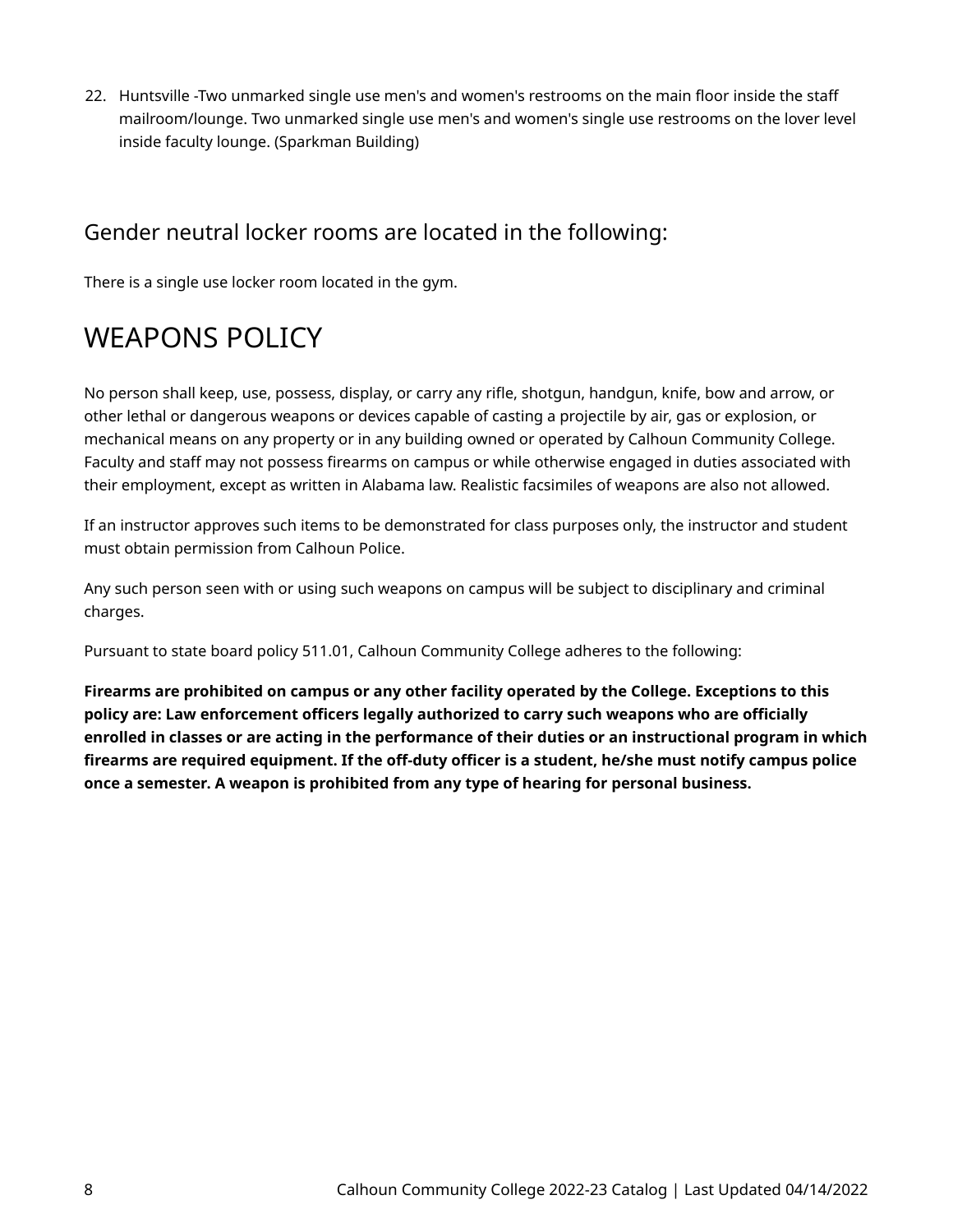22. Huntsville -Two unmarked single use men's and women's restrooms on the main floor inside the staff mailroom/lounge. Two unmarked single use men's and women's single use restrooms on the lover level inside faculty lounge. (Sparkman Building)

## Gender neutral locker rooms are located in the following:

There is a single use locker room located in the gym.

# WEAPONS POLICY

No person shall keep, use, possess, display, or carry any rifle, shotgun, handgun, knife, bow and arrow, or other lethal or dangerous weapons or devices capable of casting a projectile by air, gas or explosion, or mechanical means on any property or in any building owned or operated by Calhoun Community College. Faculty and staff may not possess firearms on campus or while otherwise engaged in duties associated with their employment, except as written in Alabama law. Realistic facsimiles of weapons are also not allowed.

If an instructor approves such items to be demonstrated for class purposes only, the instructor and student must obtain permission from Calhoun Police.

Any such person seen with or using such weapons on campus will be subject to disciplinary and criminal charges.

Pursuant to state board policy 511.01, Calhoun Community College adheres to the following:

**Firearms are prohibited on campus or any other facility operated by the College. Exceptions to this policy are: Law enforcement officers legally authorized to carry such weapons who are officially enrolled in classes or are acting in the performance of their duties or an instructional program in which firearms are required equipment. If the off-duty officer is a student, he/she must notify campus police once a semester. A weapon is prohibited from any type of hearing for personal business.**